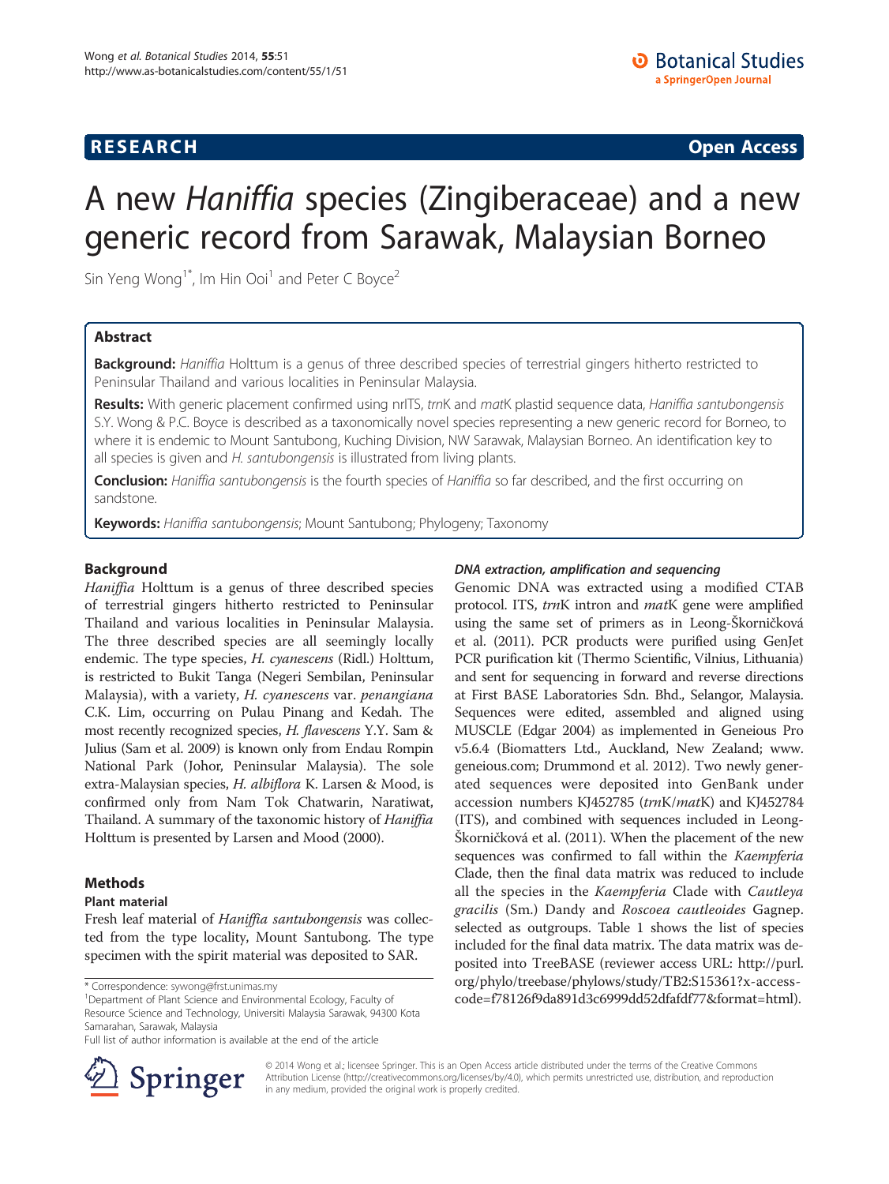**RESEARCH** **Open Access**

# A new *Haniffia* species (Zingiberaceae) and a new generic record from Sarawak, Malaysian Borneo

Sin Yeng Wong[1*], Im Hin Ooi[1] and Peter C Boyce[2]

## Abstract

**Background:** *Haniffia* Holttum is a genus of three described species of terrestrial gingers hitherto restricted to Peninsular Thailand and various localities in Peninsular Malaysia.

**Results:** With generic placement confirmed using nrITS, *trn*K and *mat*K plastid sequence data, *Haniffia santubongensis* S.Y. Wong & P.C. Boyce is described as a taxonomically novel species representing a new generic record for Borneo, to where it is endemic to Mount Santubong, Kuching Division, NW Sarawak, Malaysian Borneo. An identification key to all species is given and *H. santubongensis* is illustrated from living plants.

**Conclusion:** *Haniffia santubongensis* is the fourth species of *Haniffia* so far described, and the first occurring on sandstone.

**Keywords:** *Haniffia santubongensis*; Mount Santubong; Phylogeny; Taxonomy

## Background

*Haniffia* Holttum is a genus of three described species of terrestrial gingers hitherto restricted to Peninsular Thailand and various localities in Peninsular Malaysia. The three described species are all seemingly locally endemic. The type species, *H. cyanescens* (Ridl.) Holttum, is restricted to Bukit Tanga (Negeri Sembilan, Peninsular Malaysia), with a variety, *H. cyanescens* var. *penangiana* C.K. Lim, occurring on Pulau Pinang and Kedah. The most recently recognized species, *H. flavescens* Y.Y. Sam & Julius (Sam et al. 2009) is known only from Endau Rompin National Park (Johor, Peninsular Malaysia). The sole extra-Malaysian species, *H. albiflora* K. Larsen & Mood, is confirmed only from Nam Tok Chatwarin, Naratiwat, Thailand. A summary of the taxonomic history of *Haniffia* Holttum is presented by Larsen and Mood (2000).

## Methods

### Plant material

Fresh leaf material of *Haniffia santubongensis* was collected from the type locality, Mount Santubong. The type specimen with the spirit material was deposited to SAR.

### DNA extraction, amplification and sequencing

Genomic DNA was extracted using a modified CTAB protocol. ITS, *trn*K intron and *mat*K gene were amplified using the same set of primers as in Leong-Škorničková et al. (2011). PCR products were purified using GenJet PCR purification kit (Thermo Scientific, Vilnius, Lithuania) and sent for sequencing in forward and reverse directions at First BASE Laboratories Sdn. Bhd., Selangor, Malaysia. Sequences were edited, assembled and aligned using MUSCLE (Edgar 2004) as implemented in Geneious Pro v5.6.4 (Biomatters Ltd., Auckland, New Zealand; www.geneious.com; Drummond et al. 2012). Two newly generated sequences were deposited into GenBank under accession numbers KJ452785 (*trn*K/*mat*K) and KJ452784 (ITS), and combined with sequences included in Leong-Škorničková et al. (2011). When the placement of the new sequences was confirmed to fall within the *Kaempferia* Clade, then the final data matrix was reduced to include all the species in the *Kaempferia* Clade with *Cautleya gracilis* (Sm.) Dandy and *Roscoea cautleoides* Gagnep. selected as outgroups. Table 1 shows the list of species included for the final data matrix. The data matrix was deposited into TreeBASE (reviewer access URL: http://purl.org/phylo/treebase/phylows/study/TB2:S15361?x-access-code=f78126f9da891d3c6999dd52dfafdf77&format=html).

\* Correspondence: sywong@frst.unimas.my
[1]Department of Plant Science and Environmental Ecology, Faculty of Resource Science and Technology, Universiti Malaysia Sarawak, 94300 Kota Samarahan, Sarawak, Malaysia
Full list of author information is available at the end of the article

© 2014 Wong et al.; licensee Springer. This is an Open Access article distributed under the terms of the Creative Commons Attribution License (http://creativecommons.org/licenses/by/4.0), which permits unrestricted use, distribution, and reproduction in any medium, provided the original work is properly credited.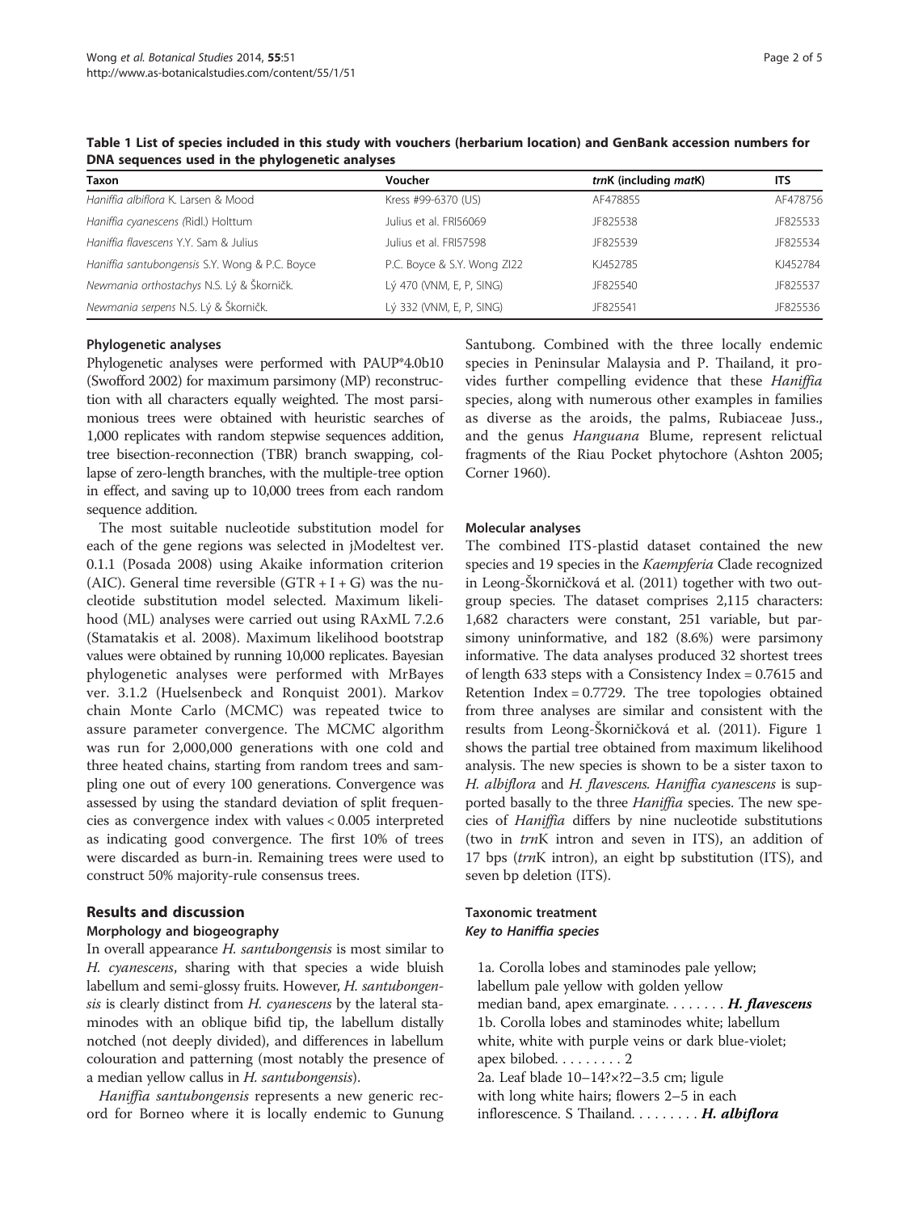**Table 1 List of species included in this study with vouchers (herbarium location) and GenBank accession numbers for DNA sequences used in the phylogenetic analyses**

| Taxon | Voucher | *trn*K (including *mat*K) | ITS |
|---|---|---|---|
| *Haniffia albiflora* K. Larsen & Mood | Kress #99-6370 (US) | AF478855 | AF478756 |
| *Haniffia cyanescens* (Ridl.) Holttum | Julius et al. FRI56069 | JF825538 | JF825533 |
| *Haniffia flavescens* Y.Y. Sam & Julius | Julius et al. FRI57598 | JF825539 | JF825534 |
| *Haniffia santubongensis* S.Y. Wong & P.C. Boyce | P.C. Boyce & S.Y. Wong ZI22 | KJ452785 | KJ452784 |
| *Newmania orthostachys* N.S. Lý & Škorničk. | Lý 470 (VNM, E, P, SING) | JF825540 | JF825537 |
| *Newmania serpens* N.S. Lý & Škorničk. | Lý 332 (VNM, E, P, SING) | JF825541 | JF825536 |

### Phylogenetic analyses

Phylogenetic analyses were performed with PAUP*4.0b10 (Swofford 2002) for maximum parsimony (MP) reconstruction with all characters equally weighted. The most parsimonious trees were obtained with heuristic searches of 1,000 replicates with random stepwise sequences addition, tree bisection-reconnection (TBR) branch swapping, collapse of zero-length branches, with the multiple-tree option in effect, and saving up to 10,000 trees from each random sequence addition.

The most suitable nucleotide substitution model for each of the gene regions was selected in jModeltest ver. 0.1.1 (Posada 2008) using Akaike information criterion (AIC). General time reversible (GTR + I + G) was the nucleotide substitution model selected. Maximum likelihood (ML) analyses were carried out using RAxML 7.2.6 (Stamatakis et al. 2008). Maximum likelihood bootstrap values were obtained by running 10,000 replicates. Bayesian phylogenetic analyses were performed with MrBayes ver. 3.1.2 (Huelsenbeck and Ronquist 2001). Markov chain Monte Carlo (MCMC) was repeated twice to assure parameter convergence. The MCMC algorithm was run for 2,000,000 generations with one cold and three heated chains, starting from random trees and sampling one out of every 100 generations. Convergence was assessed by using the standard deviation of split frequencies as convergence index with values < 0.005 interpreted as indicating good convergence. The first 10% of trees were discarded as burn-in. Remaining trees were used to construct 50% majority-rule consensus trees.

## Results and discussion

### Morphology and biogeography

In overall appearance *H. santubongensis* is most similar to *H. cyanescens*, sharing with that species a wide bluish labellum and semi-glossy fruits. However, *H. santubongensis* is clearly distinct from *H. cyanescens* by the lateral staminodes with an oblique bifid tip, the labellum distally notched (not deeply divided), and differences in labellum colouration and patterning (most notably the presence of a median yellow callus in *H. santubongensis*).

*Haniffia santubongensis* represents a new generic record for Borneo where it is locally endemic to Gunung Santubong. Combined with the three locally endemic species in Peninsular Malaysia and P. Thailand, it provides further compelling evidence that these *Haniffia* species, along with numerous other examples in families as diverse as the aroids, the palms, Rubiaceae Juss., and the genus *Hanguana* Blume, represent relictual fragments of the Riau Pocket phytochore (Ashton 2005; Corner 1960).

### Molecular analyses

The combined ITS-plastid dataset contained the new species and 19 species in the *Kaempferia* Clade recognized in Leong-Škorničková et al. (2011) together with two outgroup species. The dataset comprises 2,115 characters: 1,682 characters were constant, 251 variable, but parsimony uninformative, and 182 (8.6%) were parsimony informative. The data analyses produced 32 shortest trees of length 633 steps with a Consistency Index = 0.7615 and Retention Index = 0.7729. The tree topologies obtained from three analyses are similar and consistent with the results from Leong-Škorničková et al. (2011). Figure 1 shows the partial tree obtained from maximum likelihood analysis. The new species is shown to be a sister taxon to *H. albiflora* and *H. flavescens*. *Haniffia cyanescens* is supported basally to the three *Haniffia* species. The new species of *Haniffia* differs by nine nucleotide substitutions (two in *trn*K intron and seven in ITS), an addition of 17 bps (*trn*K intron), an eight bp substitution (ITS), and seven bp deletion (ITS).

### Taxonomic treatment

#### *Key to Haniffia species*

1a. Corolla lobes and staminodes pale yellow; labellum pale yellow with golden yellow median band, apex emarginate. . . . . . . . ***H. flavescens***
1b. Corolla lobes and staminodes white; labellum white, white with purple veins or dark blue-violet; apex bilobed. . . . . . . . . 2
2a. Leaf blade 10–14?×?2–3.5 cm; ligule with long white hairs; flowers 2–5 in each inflorescence. S Thailand. . . . . . . . . ***H. albiflora***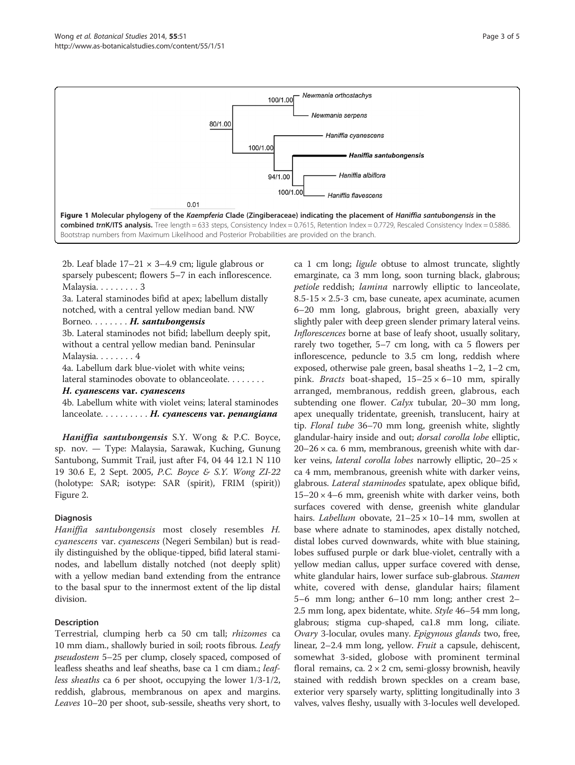Figure 1 Molecular phylogeny of the *Kaempferia* Clade (Zingiberaceae) indicating the placement of *Haniffia santubongensis* in the combined *trn*K/ITS analysis. Tree length = 633 steps, Consistency Index = 0.7615, Retention Index = 0.7729, Rescaled Consistency Index = 0.5886. Bootstrap numbers from Maximum Likelihood and Posterior Probabilities are provided on the branch.

2b. Leaf blade 17–21 × 3–4.9 cm; ligule glabrous or sparsely pubescent; flowers 5–7 in each inflorescence. Malaysia. . . . . . . . . 3

3a. Lateral staminodes bifid at apex; labellum distally notched, with a central yellow median band. NW Borneo. . . . . . . . ***H. santubongensis***

3b. Lateral staminodes not bifid; labellum deeply spit, without a central yellow median band. Peninsular Malaysia. . . . . . . . 4

4a. Labellum dark blue-violet with white veins; lateral staminodes obovate to oblanceolate. . . . . . . . ***H. cyanescens* var. *cyanescens***

4b. Labellum white with violet veins; lateral staminodes lanceolate. . . . . . . . . . ***H. cyanescens* var. *penangiana***

***Haniffia santubongensis*** S.Y. Wong & P.C. Boyce, sp. nov. — Type: Malaysia, Sarawak, Kuching, Gunung Santubong, Summit Trail, just after F4, 04 44 12.1 N 110 19 30.6 E, 2 Sept. 2005, *P.C. Boyce & S.Y. Wong ZI-22* (holotype: SAR; isotype: SAR (spirit), FRIM (spirit)) Figure 2.

## Diagnosis

*Haniffia santubongensis* most closely resembles *H. cyanescens* var. *cyanescens* (Negeri Sembilan) but is readily distinguished by the oblique-tipped, bifid lateral staminodes, and labellum distally notched (not deeply split) with a yellow median band extending from the entrance to the basal spur to the innermost extent of the lip distal division.

## Description

Terrestrial, clumping herb ca 50 cm tall; *rhizomes* ca 10 mm diam., shallowly buried in soil; roots fibrous. *Leafy pseudostem* 5–25 per clump, closely spaced, composed of leafless sheaths and leaf sheaths, base ca 1 cm diam.; *leafless sheaths* ca 6 per shoot, occupying the lower 1/3-1/2, reddish, glabrous, membranous on apex and margins. *Leaves* 10–20 per shoot, sub-sessile, sheaths very short, to ca 1 cm long; *ligule* obtuse to almost truncate, slightly emarginate, ca 3 mm long, soon turning black, glabrous; *petiole* reddish; *lamina* narrowly elliptic to lanceolate, 8.5-15 × 2.5-3 cm, base cuneate, apex acuminate, acumen 6–20 mm long, glabrous, bright green, abaxially very slightly paler with deep green slender primary lateral veins. *Inflorescences* borne at base of leafy shoot, usually solitary, rarely two together, 5–7 cm long, with ca 5 flowers per inflorescence, peduncle to 3.5 cm long, reddish where exposed, otherwise pale green, basal sheaths 1–2, 1–2 cm, pink. *Bracts* boat-shaped, 15–25 × 6–10 mm, spirally arranged, membranous, reddish green, glabrous, each subtending one flower. *Calyx* tubular, 20–30 mm long, apex unequally tridentate, greenish, translucent, hairy at tip. *Floral tube* 36–70 mm long, greenish white, slightly glandular-hairy inside and out; *dorsal corolla lobe* elliptic, 20–26 × ca. 6 mm, membranous, greenish white with darker veins, *lateral corolla lobes* narrowly elliptic, 20–25 × ca 4 mm, membranous, greenish white with darker veins, glabrous. *Lateral staminodes* spatulate, apex oblique bifid, 15–20 × 4–6 mm, greenish white with darker veins, both surfaces covered with dense, greenish white glandular hairs. *Labellum* obovate, 21–25 × 10–14 mm, swollen at base where adnate to staminodes, apex distally notched, distal lobes curved downwards, white with blue staining, lobes suffused purple or dark blue-violet, centrally with a yellow median callus, upper surface covered with dense, white glandular hairs, lower surface sub-glabrous. *Stamen* white, covered with dense, glandular hairs; filament 5–6 mm long; anther 6–10 mm long; anther crest 2–2.5 mm long, apex bidentate, white. *Style* 46–54 mm long, glabrous; stigma cup-shaped, ca1.8 mm long, ciliate. *Ovary* 3-locular, ovules many. *Epigynous glands* two, free, linear, 2–2.4 mm long, yellow. *Fruit* a capsule, dehiscent, somewhat 3-sided, globose with prominent terminal floral remains, ca. 2 × 2 cm, semi-glossy brownish, heavily stained with reddish brown speckles on a cream base, exterior very sparsely warty, splitting longitudinally into 3 valves, valves fleshy, usually with 3-locules well developed.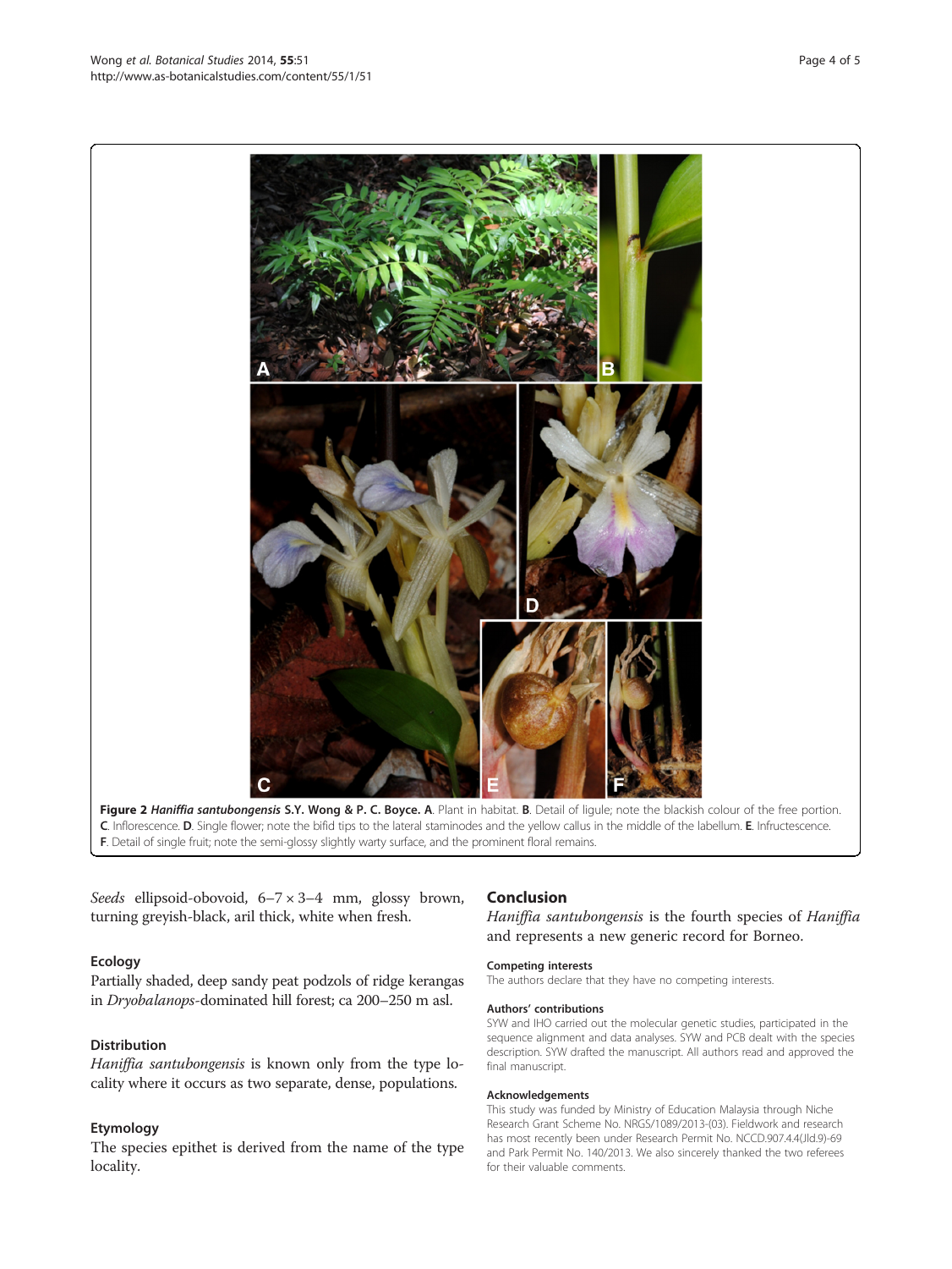**Figure 2** ***Haniffia santubongensis*** **S.Y. Wong & P. C. Boyce. A**. Plant in habitat. **B**. Detail of ligule; note the blackish colour of the free portion. **C**. Inflorescence. **D**. Single flower; note the bifid tips to the lateral staminodes and the yellow callus in the middle of the labellum. **E**. Infructescence. **F**. Detail of single fruit; note the semi-glossy slightly warty surface, and the prominent floral remains.

*Seeds* ellipsoid-obovoid, 6–7 × 3–4 mm, glossy brown, turning greyish-black, aril thick, white when fresh.

### Ecology

Partially shaded, deep sandy peat podzols of ridge kerangas in *Dryobalanops*-dominated hill forest; ca 200–250 m asl.

### Distribution

*Haniffia santubongensis* is known only from the type locality where it occurs as two separate, dense, populations.

### Etymology

The species epithet is derived from the name of the type locality.

## Conclusion

*Haniffia santubongensis* is the fourth species of *Haniffia* and represents a new generic record for Borneo.

#### Competing interests

The authors declare that they have no competing interests.

#### Authors' contributions

SYW and IHO carried out the molecular genetic studies, participated in the sequence alignment and data analyses. SYW and PCB dealt with the species description. SYW drafted the manuscript. All authors read and approved the final manuscript.

#### Acknowledgements

This study was funded by Ministry of Education Malaysia through Niche Research Grant Scheme No. NRGS/1089/2013-(03). Fieldwork and research has most recently been under Research Permit No. NCCD.907.4.4(Jld.9)-69 and Park Permit No. 140/2013. We also sincerely thanked the two referees for their valuable comments.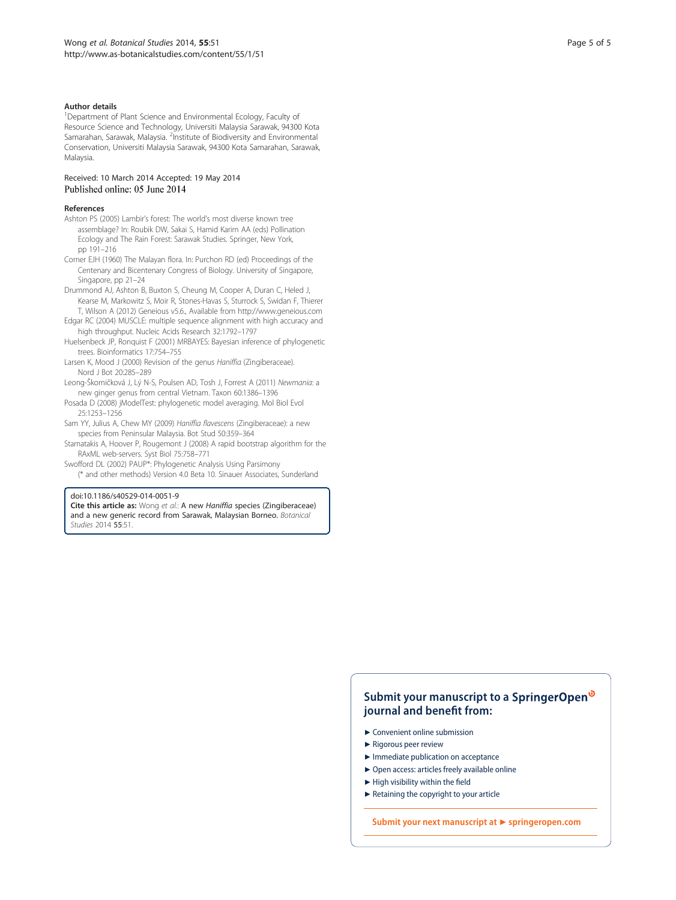### Author details

[1]Department of Plant Science and Environmental Ecology, Faculty of Resource Science and Technology, Universiti Malaysia Sarawak, 94300 Kota Samarahan, Sarawak, Malaysia. [2]Institute of Biodiversity and Environmental Conservation, Universiti Malaysia Sarawak, 94300 Kota Samarahan, Sarawak, Malaysia.

Received: 10 March 2014 Accepted: 19 May 2014
Published online: 05 June 2014

### References

Ashton PS (2005) Lambir's forest: The world's most diverse known tree assemblage? In: Roubik DW, Sakai S, Hamid Karim AA (eds) Pollination Ecology and The Rain Forest: Sarawak Studies. Springer, New York, pp 191–216

Corner EJH (1960) The Malayan flora. In: Purchon RD (ed) Proceedings of the Centenary and Bicentenary Congress of Biology. University of Singapore, Singapore, pp 21–24

Drummond AJ, Ashton B, Buxton S, Cheung M, Cooper A, Duran C, Heled J, Kearse M, Markowitz S, Moir R, Stones-Havas S, Sturrock S, Swidan F, Thierer T, Wilson A (2012) Geneious v5.6., Available from http://www.geneious.com

Edgar RC (2004) MUSCLE: multiple sequence alignment with high accuracy and high throughput. Nucleic Acids Research 32:1792–1797

Huelsenbeck JP, Ronquist F (2001) MRBAYES: Bayesian inference of phylogenetic trees. Bioinformatics 17:754–755

Larsen K, Mood J (2000) Revision of the genus *Haniffia* (Zingiberaceae). Nord J Bot 20:285–289

Leong-Škorničková J, Lý N-S, Poulsen AD, Tosh J, Forrest A (2011) *Newmania*: a new ginger genus from central Vietnam. Taxon 60:1386–1396

Posada D (2008) jModelTest: phylogenetic model averaging. Mol Biol Evol 25:1253–1256

Sam YY, Julius A, Chew MY (2009) *Haniffia flavescens* (Zingiberaceae): a new species from Peninsular Malaysia. Bot Stud 50:359–364

Stamatakis A, Hoover P, Rougemont J (2008) A rapid bootstrap algorithm for the RAxML web-servers. Syst Biol 75:758–771

Swofford DL (2002) PAUP*: Phylogenetic Analysis Using Parsimony (* and other methods) Version 4.0 Beta 10. Sinauer Associates, Sunderland

doi:10.1186/s40529-014-0051-9
**Cite this article as:** Wong *et al.*: A new *Haniffia* species (Zingiberaceae) and a new generic record from Sarawak, Malaysian Borneo. *Botanical Studies* 2014 **55**:51.

**Submit your manuscript to a SpringerOpen journal and benefit from:**

- ► Convenient online submission
- ► Rigorous peer review
- ► Immediate publication on acceptance
- ► Open access: articles freely available online
- ► High visibility within the field
- ► Retaining the copyright to your article

**Submit your next manuscript at ► springeropen.com**